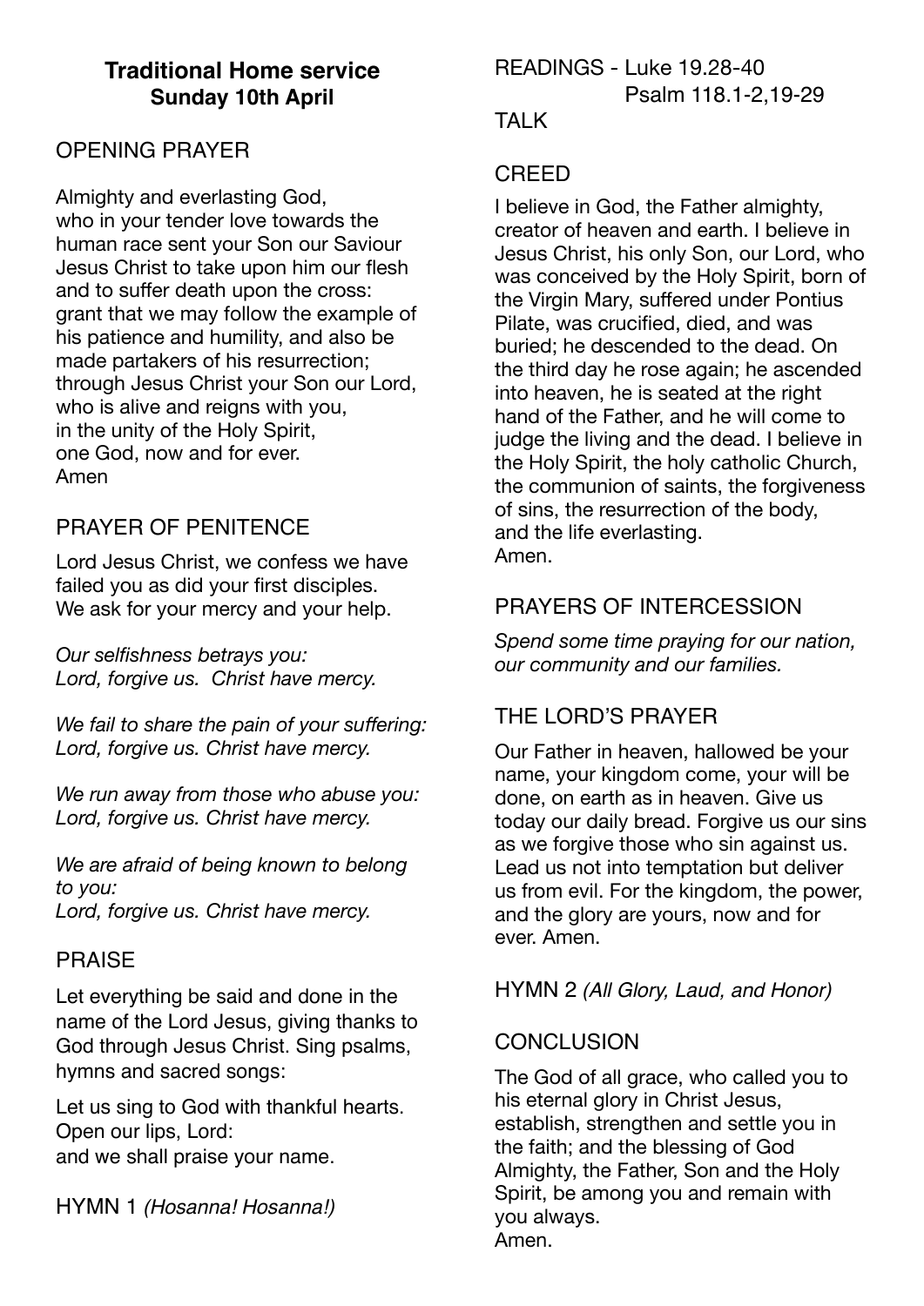**Traditional Home service**
**Sunday 10th April**

## OPENING PRAYER

Almighty and everlasting God,
who in your tender love towards the human race sent your Son our Saviour Jesus Christ to take upon him our flesh and to suffer death upon the cross: grant that we may follow the example of his patience and humility, and also be made partakers of his resurrection; through Jesus Christ your Son our Lord, who is alive and reigns with you,
in the unity of the Holy Spirit,
one God, now and for ever.
Amen

## PRAYER OF PENITENCE

Lord Jesus Christ, we confess we have failed you as did your first disciples. We ask for your mercy and your help.

*Our selfishness betrays you:*
*Lord, forgive us. Christ have mercy.*

*We fail to share the pain of your suffering:*
*Lord, forgive us. Christ have mercy.*

*We run away from those who abuse you:*
*Lord, forgive us. Christ have mercy.*

*We are afraid of being known to belong to you:*
*Lord, forgive us. Christ have mercy.*

## PRAISE

Let everything be said and done in the name of the Lord Jesus, giving thanks to God through Jesus Christ. Sing psalms, hymns and sacred songs:

Let us sing to God with thankful hearts.
Open our lips, Lord:
and we shall praise your name.

HYMN 1 *(Hosanna! Hosanna!)*

READINGS - Luke 19.28-40
Psalm 118.1-2,19-29

TALK

## CREED

I believe in God, the Father almighty, creator of heaven and earth. I believe in Jesus Christ, his only Son, our Lord, who was conceived by the Holy Spirit, born of the Virgin Mary, suffered under Pontius Pilate, was crucified, died, and was buried; he descended to the dead. On the third day he rose again; he ascended into heaven, he is seated at the right hand of the Father, and he will come to judge the living and the dead. I believe in the Holy Spirit, the holy catholic Church, the communion of saints, the forgiveness of sins, the resurrection of the body, and the life everlasting.
Amen.

## PRAYERS OF INTERCESSION

*Spend some time praying for our nation, our community and our families.*

## THE LORD'S PRAYER

Our Father in heaven, hallowed be your name, your kingdom come, your will be done, on earth as in heaven. Give us today our daily bread. Forgive us our sins as we forgive those who sin against us. Lead us not into temptation but deliver us from evil. For the kingdom, the power, and the glory are yours, now and for ever. Amen.

HYMN 2 *(All Glory, Laud, and Honor)*

## CONCLUSION

The God of all grace, who called you to his eternal glory in Christ Jesus, establish, strengthen and settle you in the faith; and the blessing of God Almighty, the Father, Son and the Holy Spirit, be among you and remain with you always.
Amen.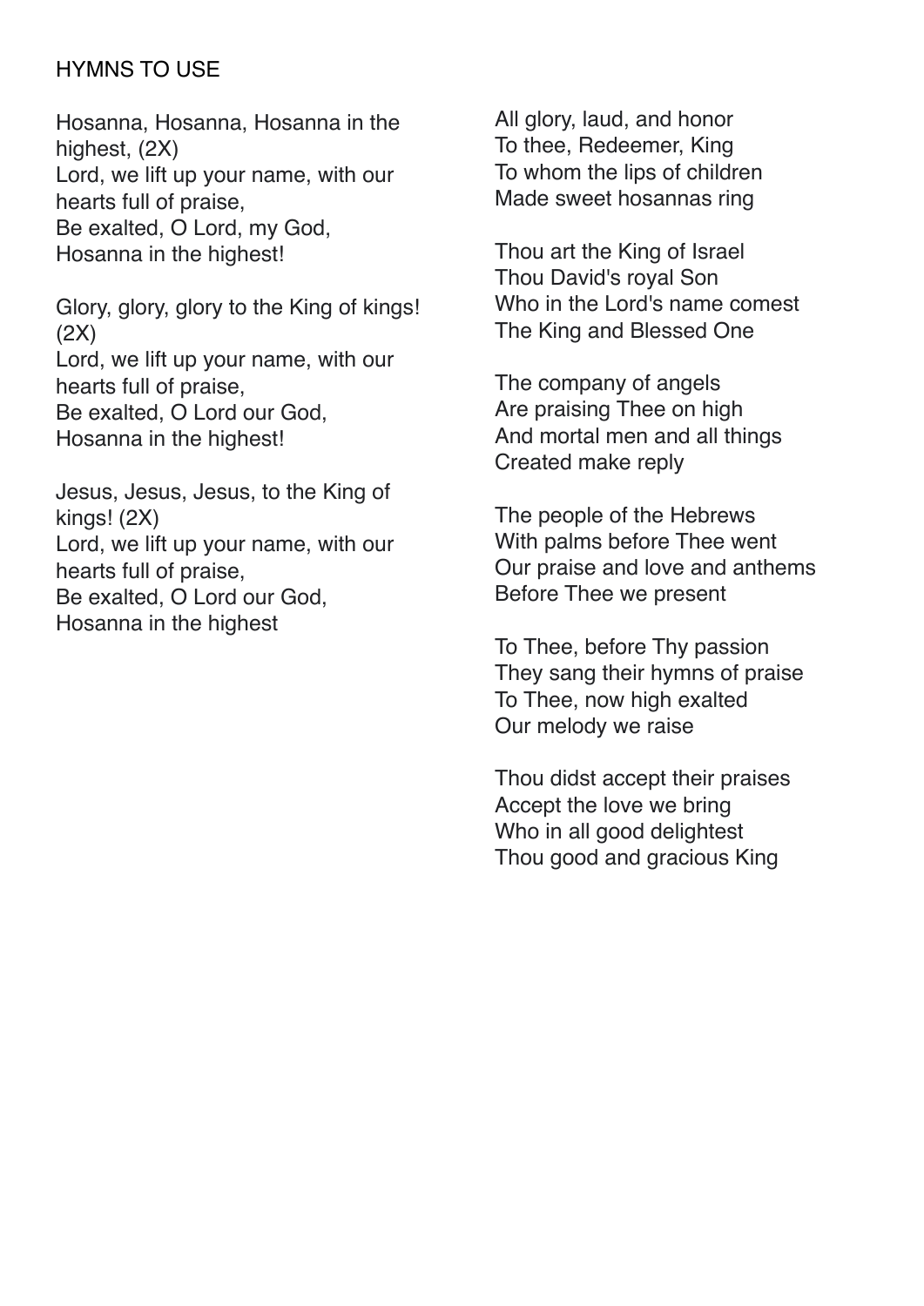HYMNS TO USE

Hosanna, Hosanna, Hosanna in the highest, (2X)
Lord, we lift up your name, with our hearts full of praise,
Be exalted, O Lord, my God,
Hosanna in the highest!

Glory, glory, glory to the King of kings! (2X)
Lord, we lift up your name, with our hearts full of praise,
Be exalted, O Lord our God,
Hosanna in the highest!

Jesus, Jesus, Jesus, to the King of kings! (2X)
Lord, we lift up your name, with our hearts full of praise,
Be exalted, O Lord our God,
Hosanna in the highest

All glory, laud, and honor
To thee, Redeemer, King
To whom the lips of children
Made sweet hosannas ring

Thou art the King of Israel
Thou David's royal Son
Who in the Lord's name comest
The King and Blessed One

The company of angels
Are praising Thee on high
And mortal men and all things
Created make reply

The people of the Hebrews
With palms before Thee went
Our praise and love and anthems
Before Thee we present

To Thee, before Thy passion
They sang their hymns of praise
To Thee, now high exalted
Our melody we raise

Thou didst accept their praises
Accept the love we bring
Who in all good delightest
Thou good and gracious King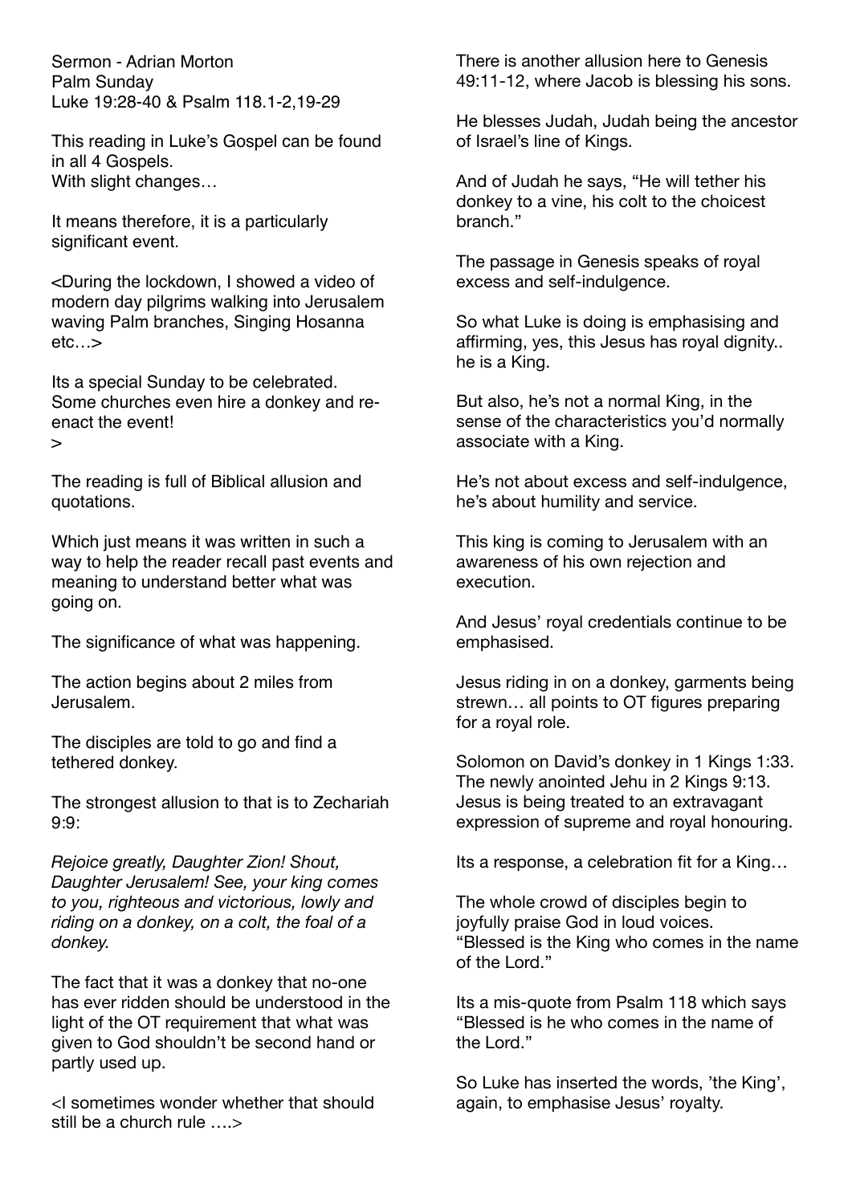Sermon - Adrian Morton
Palm Sunday
Luke 19:28-40 & Psalm 118.1-2,19-29

This reading in Luke's Gospel can be found in all 4 Gospels.
With slight changes…

It means therefore, it is a particularly significant event.

<During the lockdown, I showed a video of modern day pilgrims walking into Jerusalem waving Palm branches, Singing Hosanna etc…>

Its a special Sunday to be celebrated.
Some churches even hire a donkey and re-enact the event!
>

The reading is full of Biblical allusion and quotations.

Which just means it was written in such a way to help the reader recall past events and meaning to understand better what was going on.

The significance of what was happening.

The action begins about 2 miles from Jerusalem.

The disciples are told to go and find a tethered donkey.

The strongest allusion to that is to Zechariah 9:9:

*Rejoice greatly, Daughter Zion! Shout, Daughter Jerusalem! See, your king comes to you, righteous and victorious, lowly and riding on a donkey, on a colt, the foal of a donkey.*

The fact that it was a donkey that no-one has ever ridden should be understood in the light of the OT requirement that what was given to God shouldn't be second hand or partly used up.

<I sometimes wonder whether that should still be a church rule ….>

There is another allusion here to Genesis 49:11-12, where Jacob is blessing his sons.

He blesses Judah, Judah being the ancestor of Israel's line of Kings.

And of Judah he says, "He will tether his donkey to a vine, his colt to the choicest branch."

The passage in Genesis speaks of royal excess and self-indulgence.

So what Luke is doing is emphasising and affirming, yes, this Jesus has royal dignity.. he is a King.

But also, he's not a normal King, in the sense of the characteristics you'd normally associate with a King.

He's not about excess and self-indulgence, he's about humility and service.

This king is coming to Jerusalem with an awareness of his own rejection and execution.

And Jesus' royal credentials continue to be emphasised.

Jesus riding in on a donkey, garments being strewn… all points to OT figures preparing for a royal role.

Solomon on David's donkey in 1 Kings 1:33.
The newly anointed Jehu in 2 Kings 9:13.
Jesus is being treated to an extravagant expression of supreme and royal honouring.

Its a response, a celebration fit for a King…

The whole crowd of disciples begin to joyfully praise God in loud voices.
"Blessed is the King who comes in the name of the Lord."

Its a mis-quote from Psalm 118 which says "Blessed is he who comes in the name of the Lord."

So Luke has inserted the words, 'the King', again, to emphasise Jesus' royalty.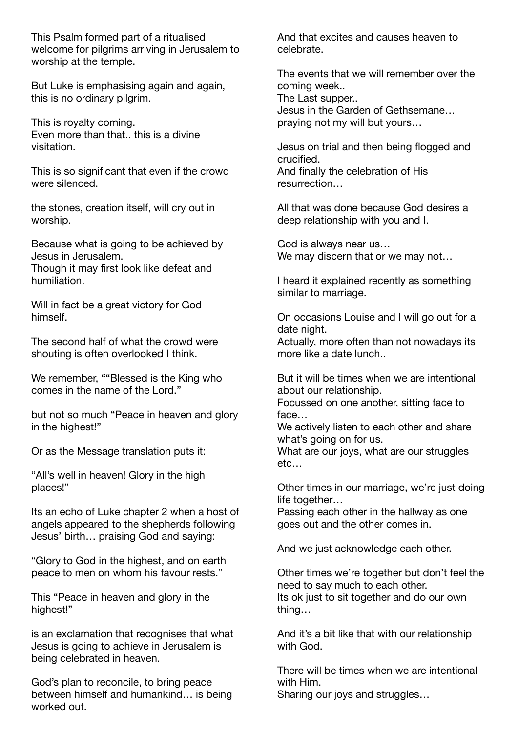This Psalm formed part of a ritualised welcome for pilgrims arriving in Jerusalem to worship at the temple.

But Luke is emphasising again and again, this is no ordinary pilgrim.

This is royalty coming.
Even more than that.. this is a divine visitation.

This is so significant that even if the crowd were silenced.

the stones, creation itself, will cry out in worship.

Because what is going to be achieved by Jesus in Jerusalem.
Though it may first look like defeat and humiliation.

Will in fact be a great victory for God himself.

The second half of what the crowd were shouting is often overlooked I think.

We remember, ""Blessed is the King who comes in the name of the Lord."

but not so much "Peace in heaven and glory in the highest!"

Or as the Message translation puts it:

"All's well in heaven! Glory in the high places!"

Its an echo of Luke chapter 2 when a host of angels appeared to the shepherds following Jesus' birth… praising God and saying:

"Glory to God in the highest, and on earth peace to men on whom his favour rests."

This "Peace in heaven and glory in the highest!"

is an exclamation that recognises that what Jesus is going to achieve in Jerusalem is being celebrated in heaven.

God's plan to reconcile, to bring peace between himself and humankind… is being worked out.

And that excites and causes heaven to celebrate.

The events that we will remember over the coming week..
The Last supper..
Jesus in the Garden of Gethsemane… praying not my will but yours…

Jesus on trial and then being flogged and crucified.
And finally the celebration of His resurrection…

All that was done because God desires a deep relationship with you and I.

God is always near us…
We may discern that or we may not…

I heard it explained recently as something similar to marriage.

On occasions Louise and I will go out for a date night.
Actually, more often than not nowadays its more like a date lunch..

But it will be times when we are intentional about our relationship.
Focussed on one another, sitting face to face…
We actively listen to each other and share what's going on for us.
What are our joys, what are our struggles etc…

Other times in our marriage, we're just doing life together…
Passing each other in the hallway as one goes out and the other comes in.

And we just acknowledge each other.

Other times we're together but don't feel the need to say much to each other.
Its ok just to sit together and do our own thing…

And it's a bit like that with our relationship with God.

There will be times when we are intentional with Him.
Sharing our joys and struggles…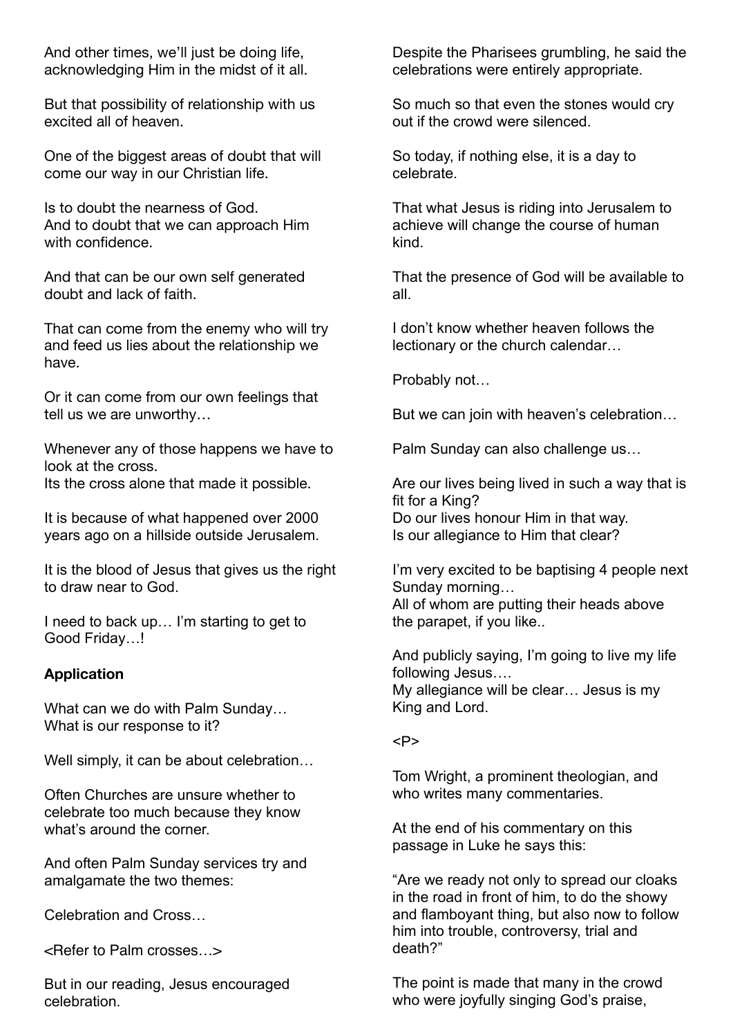And other times, we'll just be doing life, acknowledging Him in the midst of it all.

But that possibility of relationship with us excited all of heaven.

One of the biggest areas of doubt that will come our way in our Christian life.

Is to doubt the nearness of God.
And to doubt that we can approach Him with confidence.

And that can be our own self generated doubt and lack of faith.

That can come from the enemy who will try and feed us lies about the relationship we have.

Or it can come from our own feelings that tell us we are unworthy…

Whenever any of those happens we have to look at the cross.
Its the cross alone that made it possible.

It is because of what happened over 2000 years ago on a hillside outside Jerusalem.

It is the blood of Jesus that gives us the right to draw near to God.

I need to back up… I'm starting to get to Good Friday…!

**Application**

What can we do with Palm Sunday…
What is our response to it?

Well simply, it can be about celebration…

Often Churches are unsure whether to celebrate too much because they know what's around the corner.

And often Palm Sunday services try and amalgamate the two themes:

Celebration and Cross…

<Refer to Palm crosses…>

But in our reading, Jesus encouraged celebration.

Despite the Pharisees grumbling, he said the celebrations were entirely appropriate.

So much so that even the stones would cry out if the crowd were silenced.

So today, if nothing else, it is a day to celebrate.

That what Jesus is riding into Jerusalem to achieve will change the course of human kind.

That the presence of God will be available to all.

I don't know whether heaven follows the lectionary or the church calendar…

Probably not…

But we can join with heaven's celebration…

Palm Sunday can also challenge us…

Are our lives being lived in such a way that is fit for a King?
Do our lives honour Him in that way.
Is our allegiance to Him that clear?

I'm very excited to be baptising 4 people next Sunday morning…
All of whom are putting their heads above the parapet, if you like..

And publicly saying, I'm going to live my life following Jesus….
My allegiance will be clear… Jesus is my King and Lord.

<P>

Tom Wright, a prominent theologian, and who writes many commentaries.

At the end of his commentary on this passage in Luke he says this:

"Are we ready not only to spread our cloaks in the road in front of him, to do the showy and flamboyant thing, but also now to follow him into trouble, controversy, trial and death?"

The point is made that many in the crowd who were joyfully singing God's praise,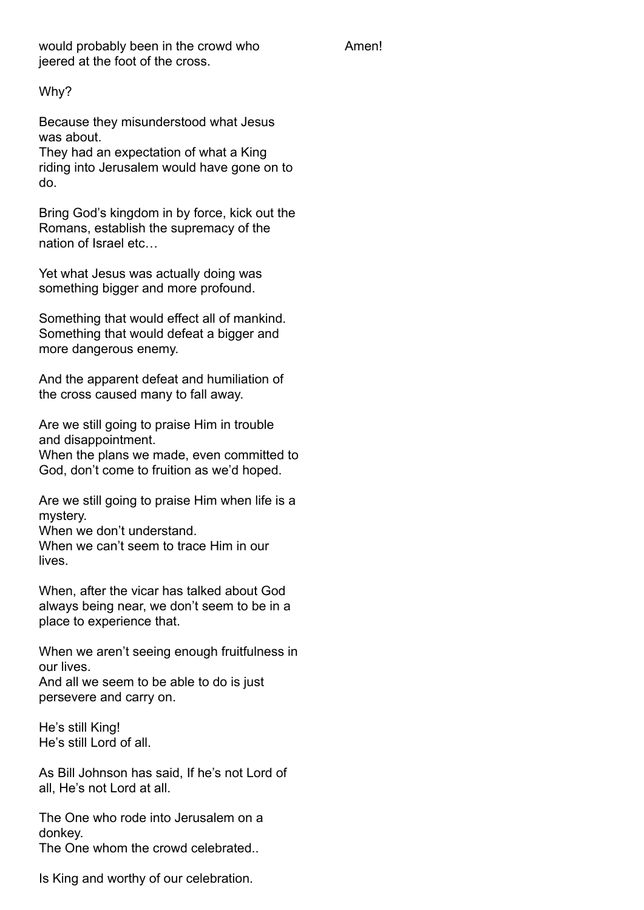would probably been in the crowd who jeered at the foot of the cross.

Why?

Because they misunderstood what Jesus was about.
They had an expectation of what a King riding into Jerusalem would have gone on to do.

Bring God's kingdom in by force, kick out the Romans, establish the supremacy of the nation of Israel etc…

Yet what Jesus was actually doing was something bigger and more profound.

Something that would effect all of mankind.
Something that would defeat a bigger and more dangerous enemy.

And the apparent defeat and humiliation of the cross caused many to fall away.

Are we still going to praise Him in trouble and disappointment.
When the plans we made, even committed to God, don't come to fruition as we'd hoped.

Are we still going to praise Him when life is a mystery.
When we don't understand.
When we can't seem to trace Him in our lives.

When, after the vicar has talked about God always being near, we don't seem to be in a place to experience that.

When we aren't seeing enough fruitfulness in our lives.
And all we seem to be able to do is just persevere and carry on.

He's still King!
He's still Lord of all.

As Bill Johnson has said, If he's not Lord of all, He's not Lord at all.

The One who rode into Jerusalem on a donkey.
The One whom the crowd celebrated..

Is King and worthy of our celebration.

Amen!